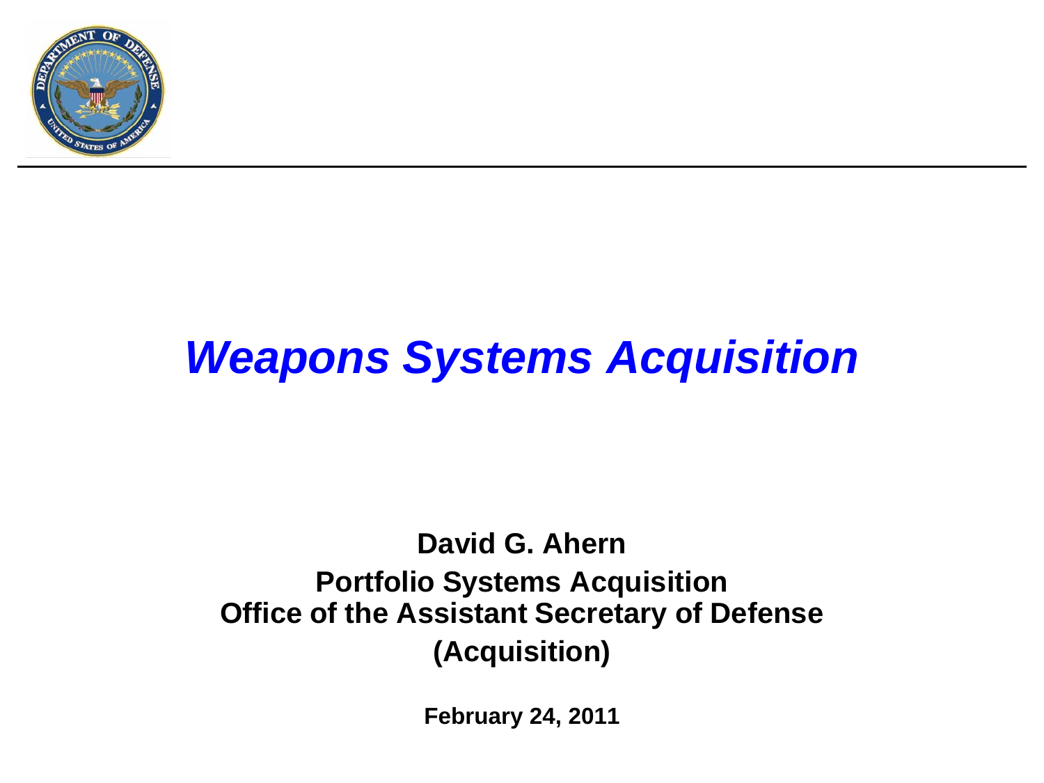# *Weapons Systems Acquisition*

**David G. Ahern**

**Portfolio Systems Acquisition**

**Office of the Assistant Secretary of Defense**

**(Acquisition)**

**February 24, 2011**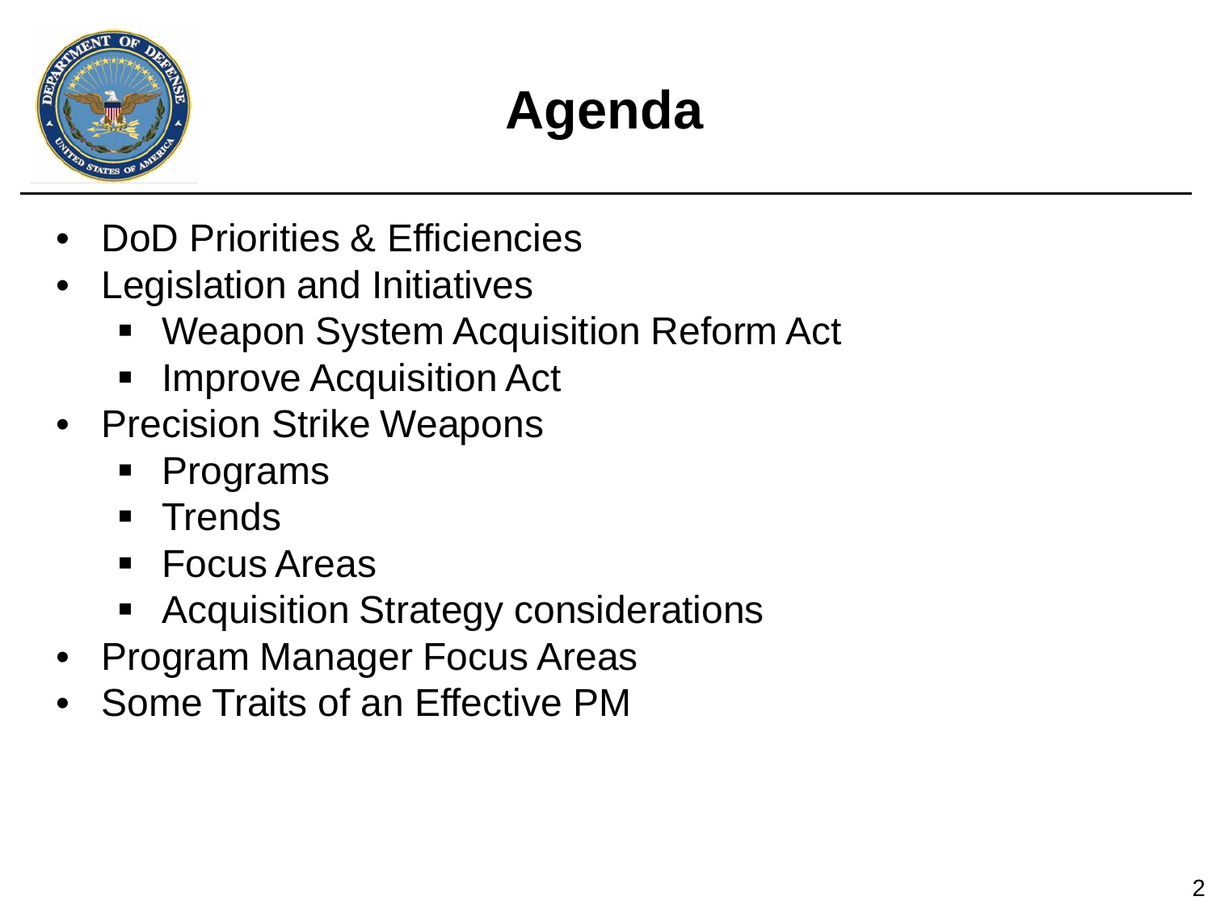# Agenda

- DoD Priorities & Efficiencies
- Legislation and Initiatives
  - Weapon System Acquisition Reform Act
  - Improve Acquisition Act
- Precision Strike Weapons
  - Programs
  - Trends
  - Focus Areas
  - Acquisition Strategy considerations
- Program Manager Focus Areas
- Some Traits of an Effective PM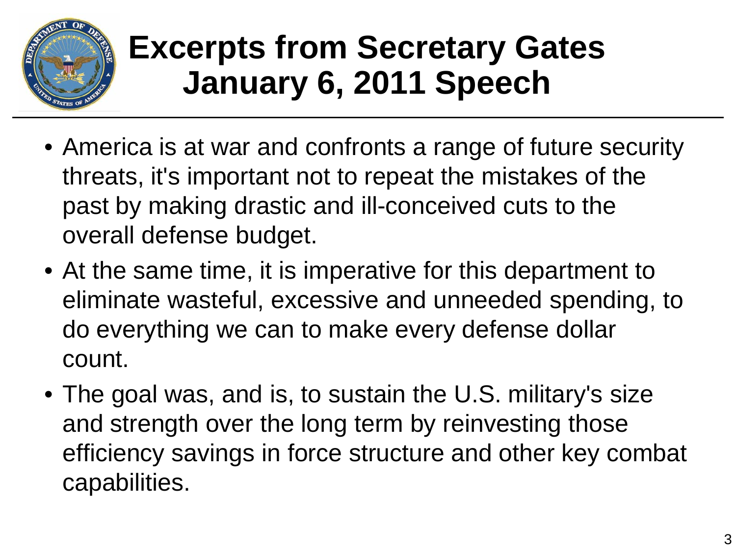# Excerpts from Secretary Gates January 6, 2011 Speech

- America is at war and confronts a range of future security threats, it's important not to repeat the mistakes of the past by making drastic and ill-conceived cuts to the overall defense budget.
- At the same time, it is imperative for this department to eliminate wasteful, excessive and unneeded spending, to do everything we can to make every defense dollar count.
- The goal was, and is, to sustain the U.S. military's size and strength over the long term by reinvesting those efficiency savings in force structure and other key combat capabilities.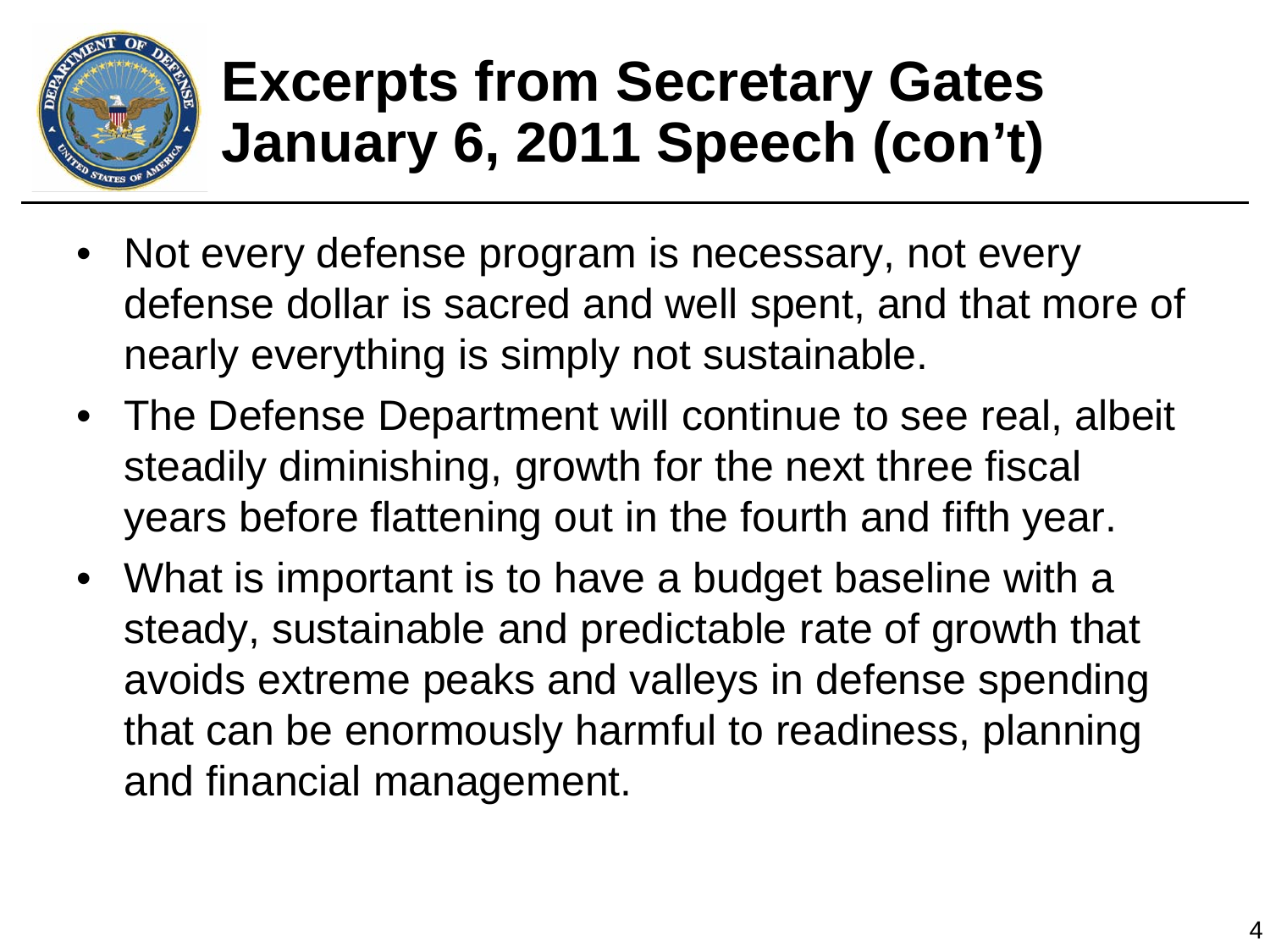# Excerpts from Secretary Gates January 6, 2011 Speech (con't)

- Not every defense program is necessary, not every defense dollar is sacred and well spent, and that more of nearly everything is simply not sustainable.
- The Defense Department will continue to see real, albeit steadily diminishing, growth for the next three fiscal years before flattening out in the fourth and fifth year.
- What is important is to have a budget baseline with a steady, sustainable and predictable rate of growth that avoids extreme peaks and valleys in defense spending that can be enormously harmful to readiness, planning and financial management.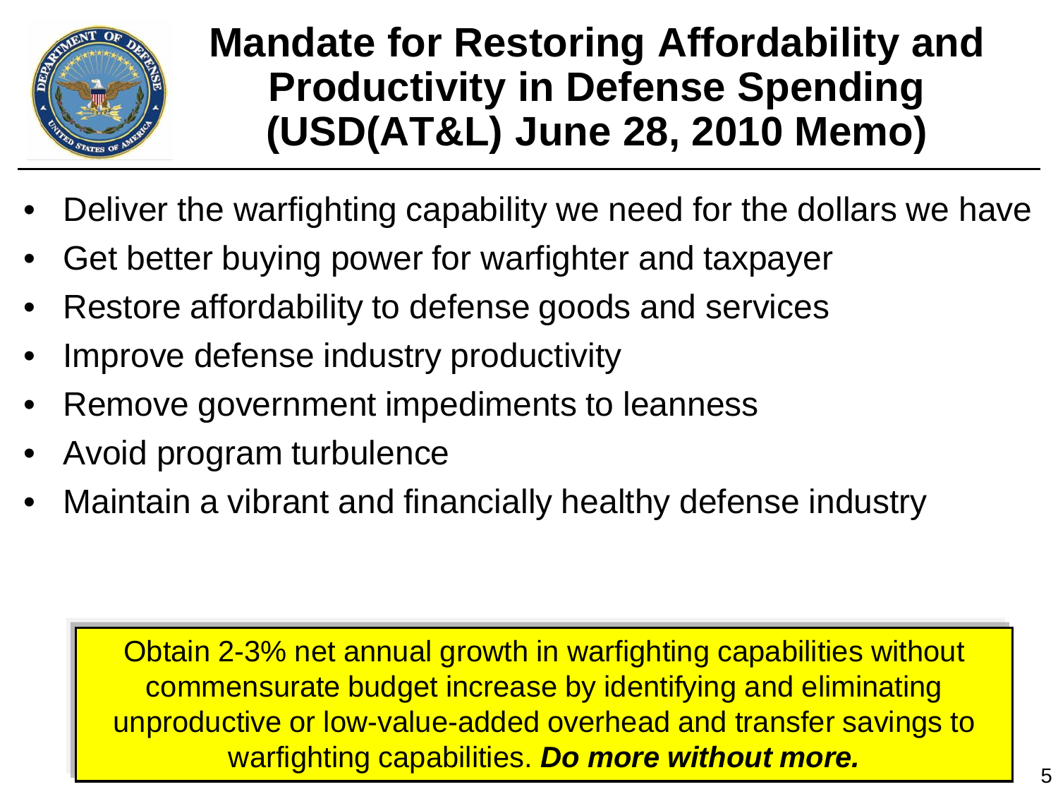# Mandate for Restoring Affordability and Productivity in Defense Spending (USD(AT&L) June 28, 2010 Memo)

- Deliver the warfighting capability we need for the dollars we have
- Get better buying power for warfighter and taxpayer
- Restore affordability to defense goods and services
- Improve defense industry productivity
- Remove government impediments to leanness
- Avoid program turbulence
- Maintain a vibrant and financially healthy defense industry

Obtain 2-3% net annual growth in warfighting capabilities without commensurate budget increase by identifying and eliminating unproductive or low-value-added overhead and transfer savings to warfighting capabilities. ***Do more without more.***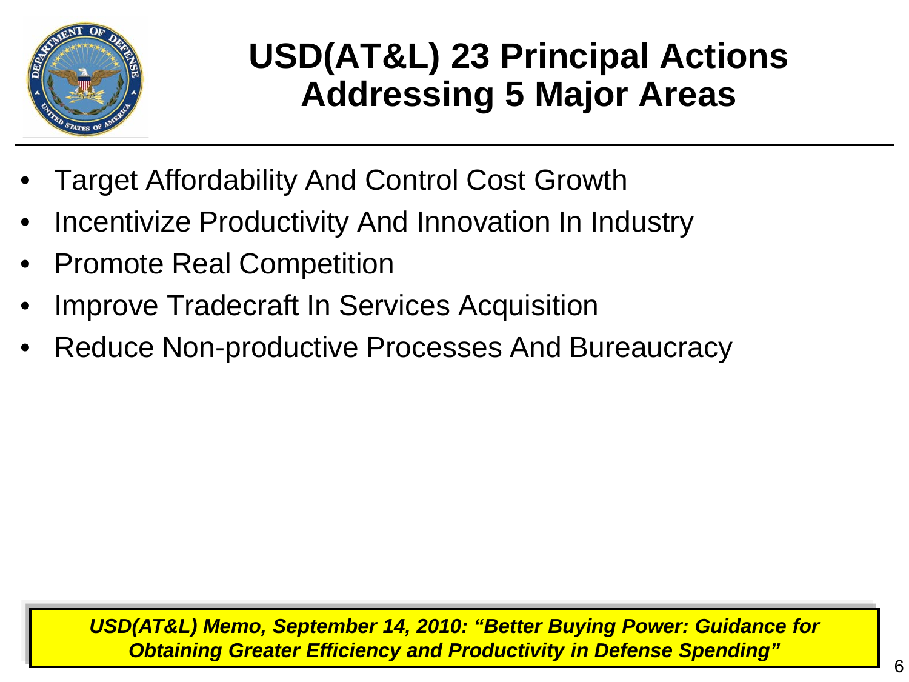# USD(AT&L) 23 Principal Actions Addressing 5 Major Areas

- Target Affordability And Control Cost Growth
- Incentivize Productivity And Innovation In Industry
- Promote Real Competition
- Improve Tradecraft In Services Acquisition
- Reduce Non-productive Processes And Bureaucracy

***USD(AT&L) Memo, September 14, 2010: "Better Buying Power: Guidance for Obtaining Greater Efficiency and Productivity in Defense Spending"***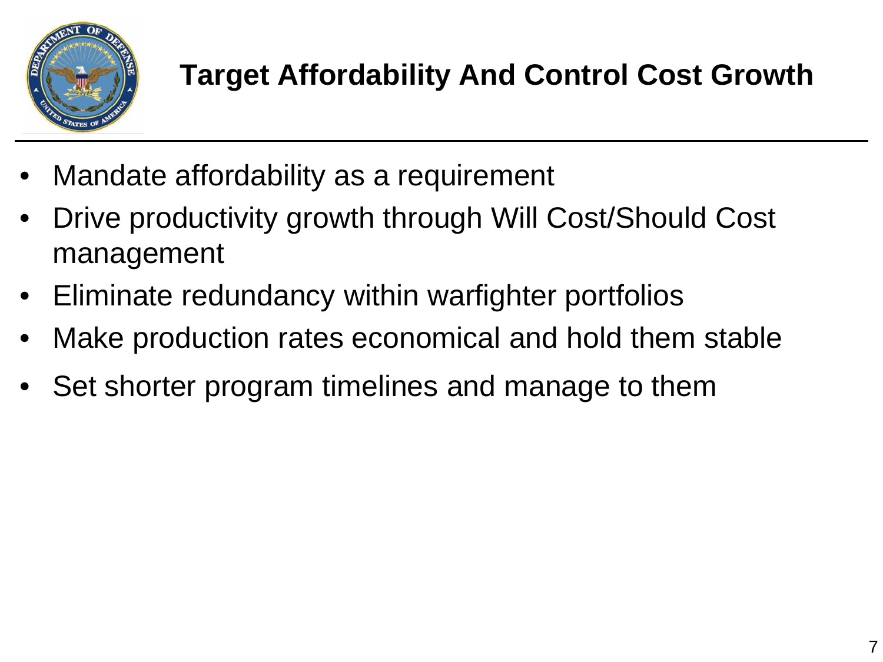# Target Affordability And Control Cost Growth

- Mandate affordability as a requirement
- Drive productivity growth through Will Cost/Should Cost management
- Eliminate redundancy within warfighter portfolios
- Make production rates economical and hold them stable
- Set shorter program timelines and manage to them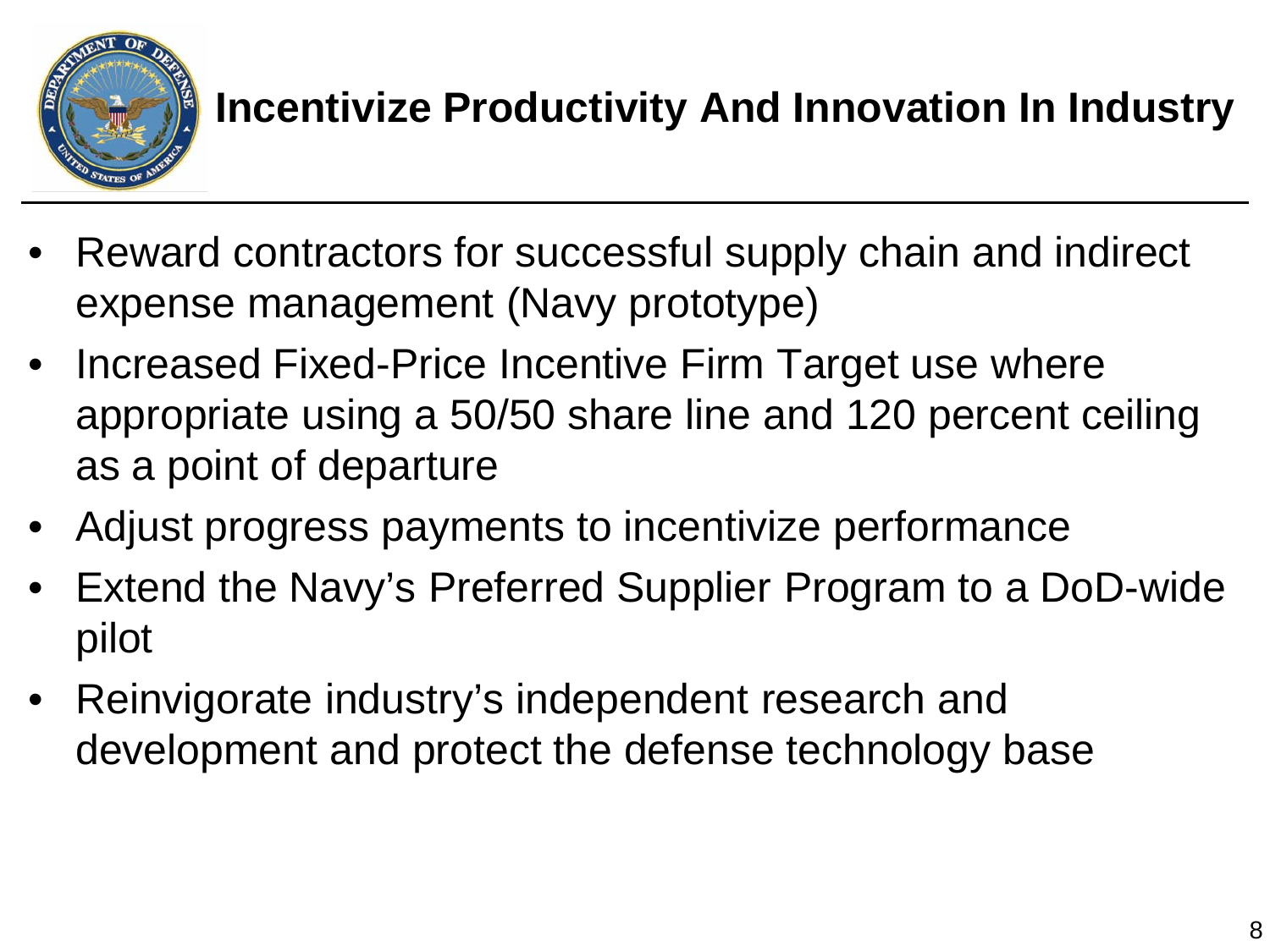# Incentivize Productivity And Innovation In Industry

- Reward contractors for successful supply chain and indirect expense management (Navy prototype)
- Increased Fixed-Price Incentive Firm Target use where appropriate using a 50/50 share line and 120 percent ceiling as a point of departure
- Adjust progress payments to incentivize performance
- Extend the Navy's Preferred Supplier Program to a DoD-wide pilot
- Reinvigorate industry's independent research and development and protect the defense technology base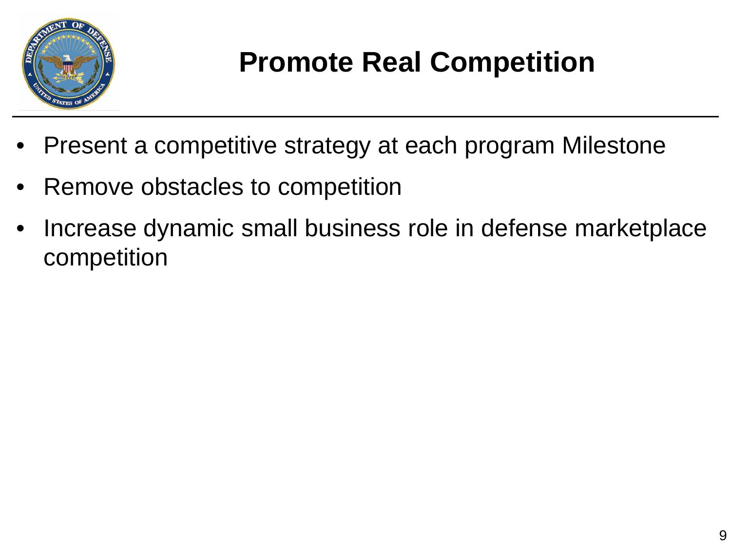# Promote Real Competition

- Present a competitive strategy at each program Milestone
- Remove obstacles to competition
- Increase dynamic small business role in defense marketplace competition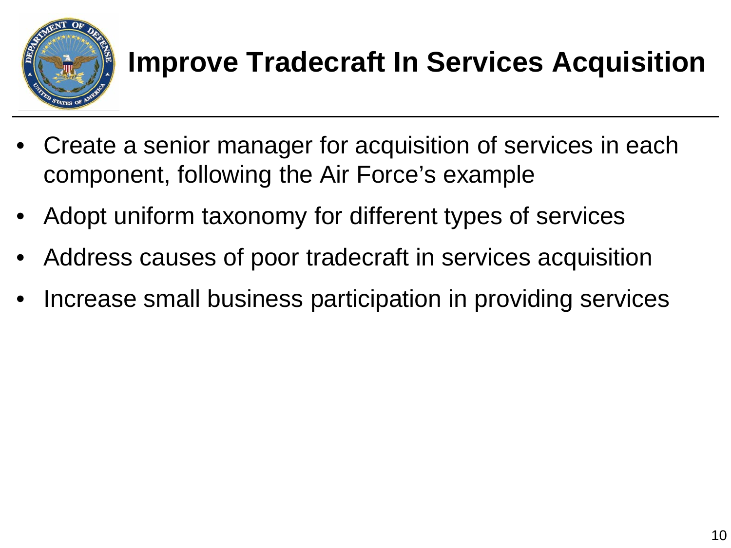# Improve Tradecraft In Services Acquisition

- Create a senior manager for acquisition of services in each component, following the Air Force's example
- Adopt uniform taxonomy for different types of services
- Address causes of poor tradecraft in services acquisition
- Increase small business participation in providing services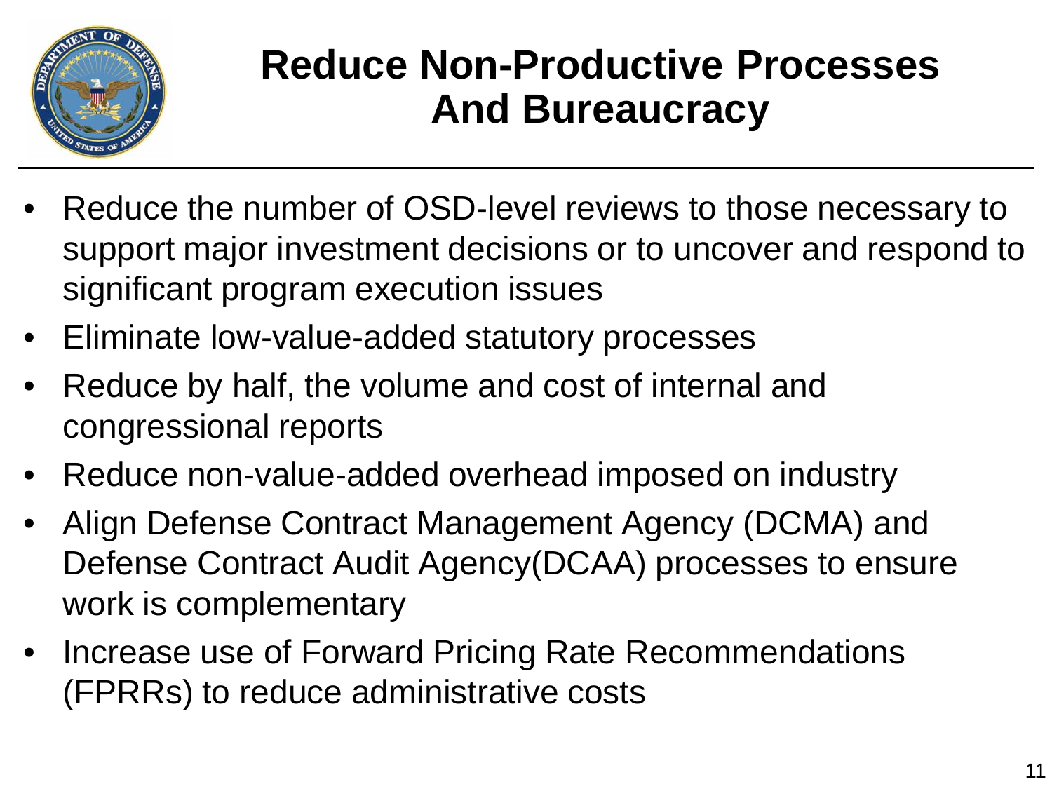# Reduce Non-Productive Processes And Bureaucracy

- Reduce the number of OSD-level reviews to those necessary to support major investment decisions or to uncover and respond to significant program execution issues
- Eliminate low-value-added statutory processes
- Reduce by half, the volume and cost of internal and congressional reports
- Reduce non-value-added overhead imposed on industry
- Align Defense Contract Management Agency (DCMA) and Defense Contract Audit Agency(DCAA) processes to ensure work is complementary
- Increase use of Forward Pricing Rate Recommendations (FPRRs) to reduce administrative costs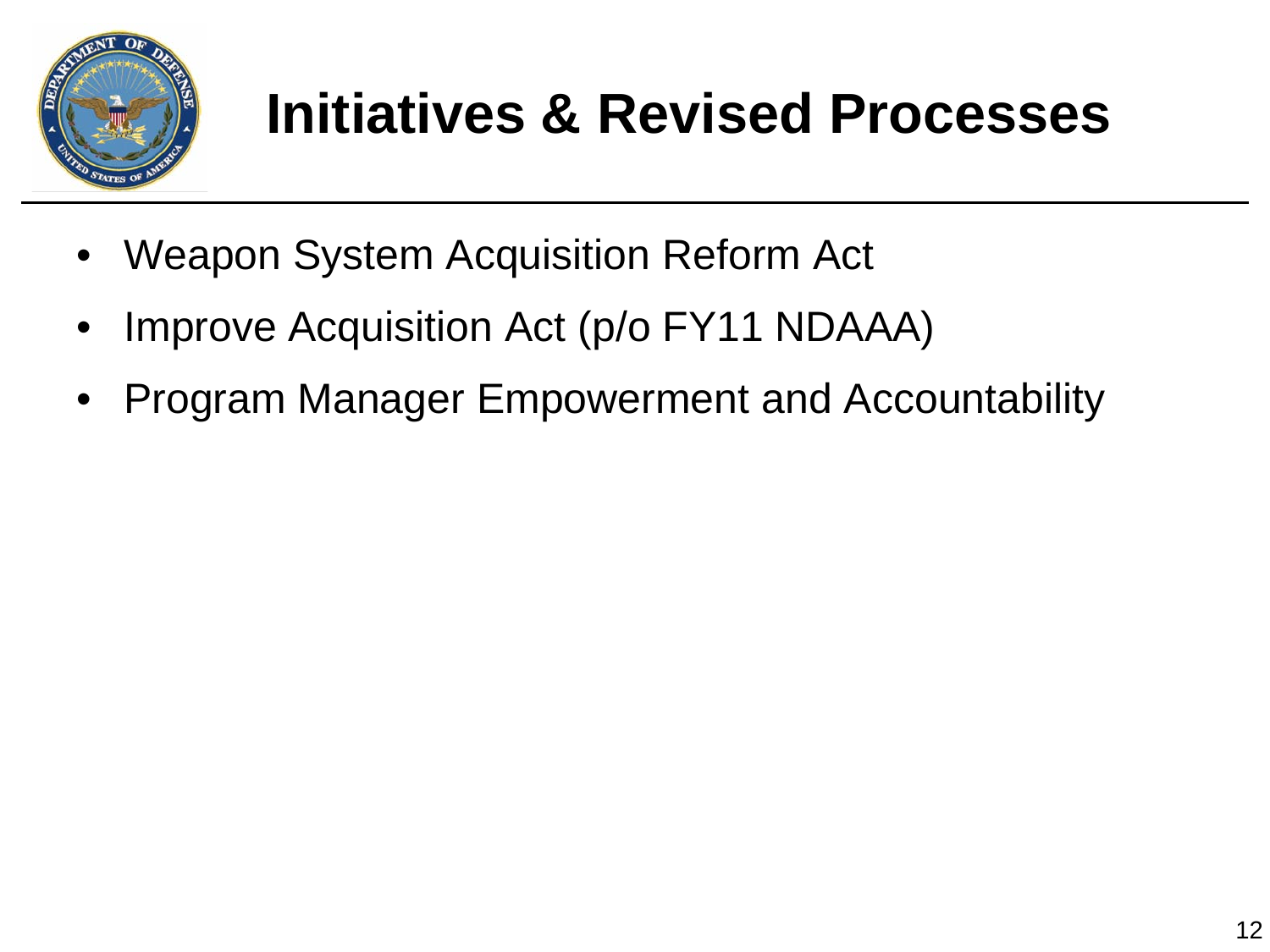# Initiatives & Revised Processes

- Weapon System Acquisition Reform Act
- Improve Acquisition Act (p/o FY11 NDAAA)
- Program Manager Empowerment and Accountability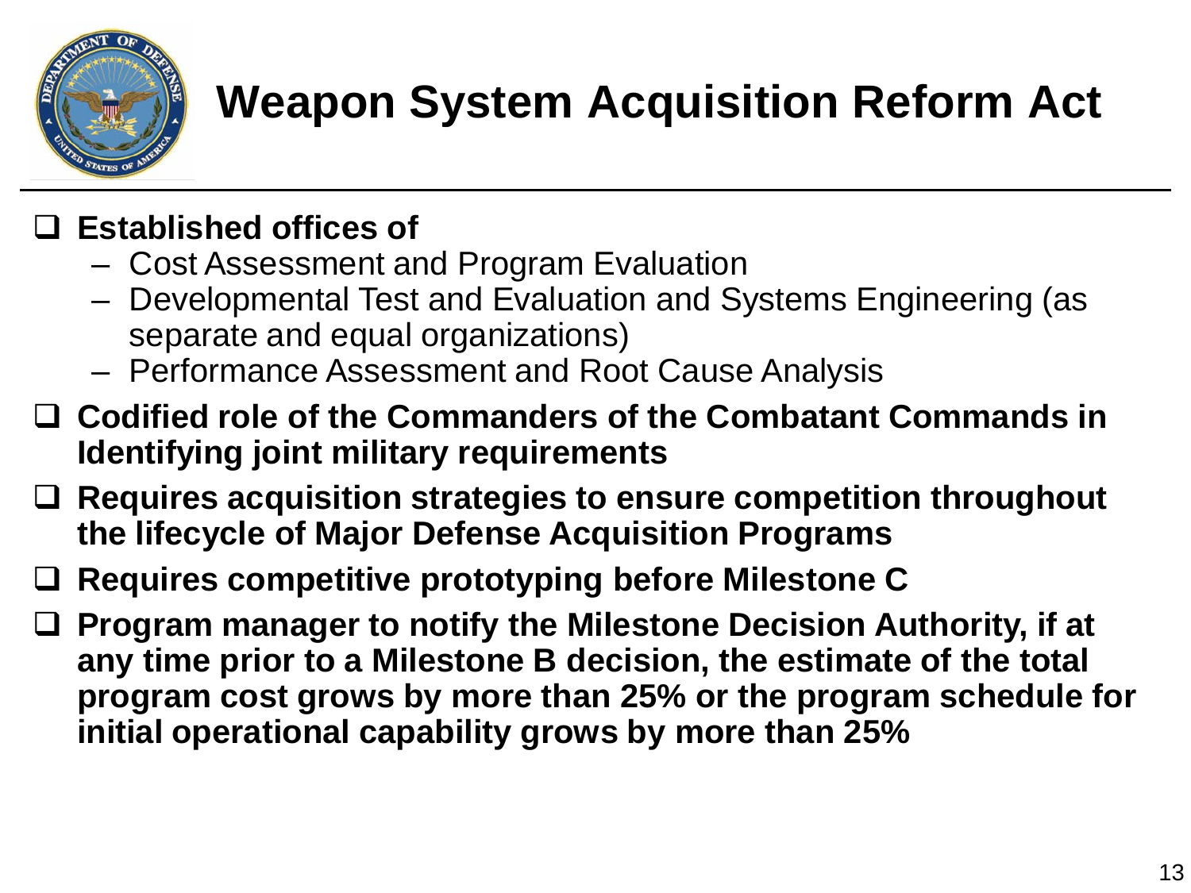# Weapon System Acquisition Reform Act

- **Established offices of**
  - Cost Assessment and Program Evaluation
  - Developmental Test and Evaluation and Systems Engineering (as separate and equal organizations)
  - Performance Assessment and Root Cause Analysis
- **Codified role of the Commanders of the Combatant Commands in Identifying joint military requirements**
- **Requires acquisition strategies to ensure competition throughout the lifecycle of Major Defense Acquisition Programs**
- **Requires competitive prototyping before Milestone C**
- **Program manager to notify the Milestone Decision Authority, if at any time prior to a Milestone B decision, the estimate of the total program cost grows by more than 25% or the program schedule for initial operational capability grows by more than 25%**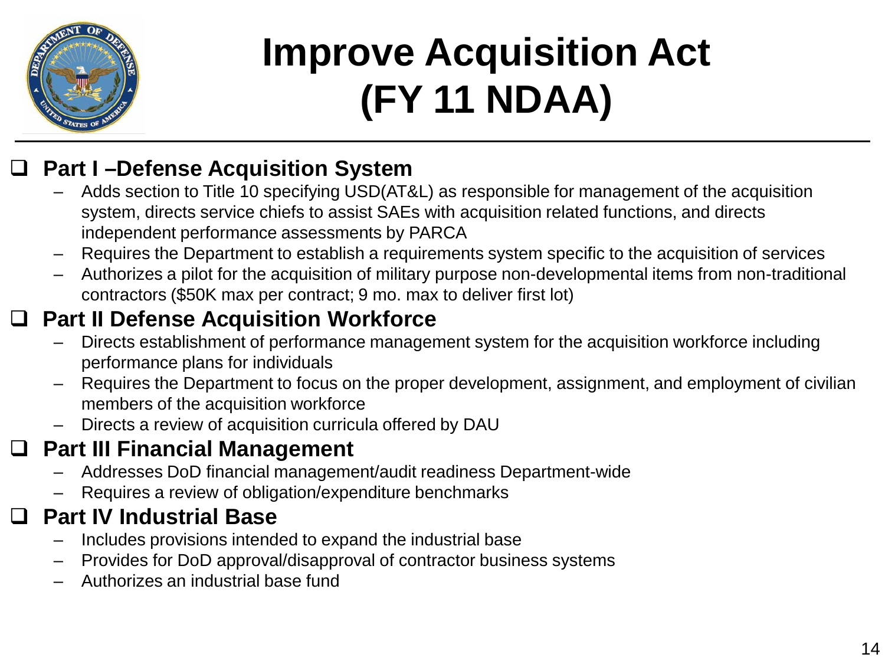# Improve Acquisition Act (FY 11 NDAA)

- **Part I –Defense Acquisition System**
  - Adds section to Title 10 specifying USD(AT&L) as responsible for management of the acquisition system, directs service chiefs to assist SAEs with acquisition related functions, and directs independent performance assessments by PARCA
  - Requires the Department to establish a requirements system specific to the acquisition of services
  - Authorizes a pilot for the acquisition of military purpose non-developmental items from non-traditional contractors ($50K max per contract; 9 mo. max to deliver first lot)
- **Part II Defense Acquisition Workforce**
  - Directs establishment of performance management system for the acquisition workforce including performance plans for individuals
  - Requires the Department to focus on the proper development, assignment, and employment of civilian members of the acquisition workforce
  - Directs a review of acquisition curricula offered by DAU
- **Part III Financial Management**
  - Addresses DoD financial management/audit readiness Department-wide
  - Requires a review of obligation/expenditure benchmarks
- **Part IV Industrial Base**
  - Includes provisions intended to expand the industrial base
  - Provides for DoD approval/disapproval of contractor business systems
  - Authorizes an industrial base fund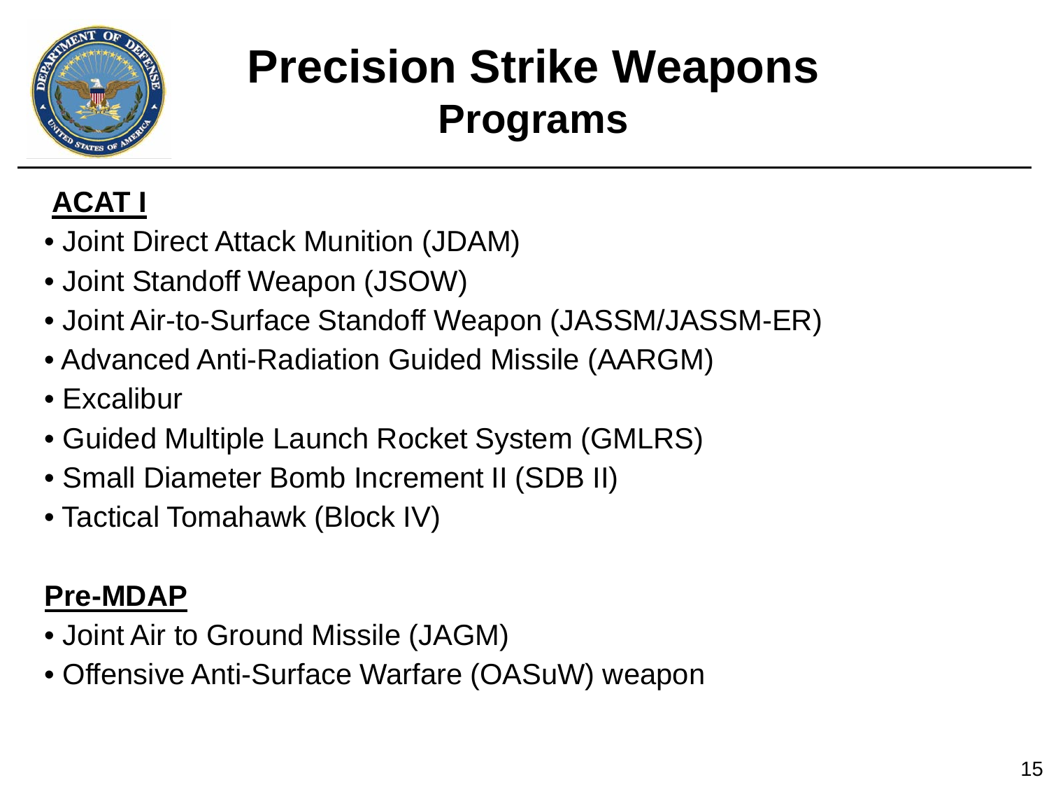# Precision Strike Weapons
## Programs

**ACAT I**

- Joint Direct Attack Munition (JDAM)
- Joint Standoff Weapon (JSOW)
- Joint Air-to-Surface Standoff Weapon (JASSM/JASSM-ER)
- Advanced Anti-Radiation Guided Missile (AARGM)
- Excalibur
- Guided Multiple Launch Rocket System (GMLRS)
- Small Diameter Bomb Increment II (SDB II)
- Tactical Tomahawk (Block IV)

**Pre-MDAP**

- Joint Air to Ground Missile (JAGM)
- Offensive Anti-Surface Warfare (OASuW) weapon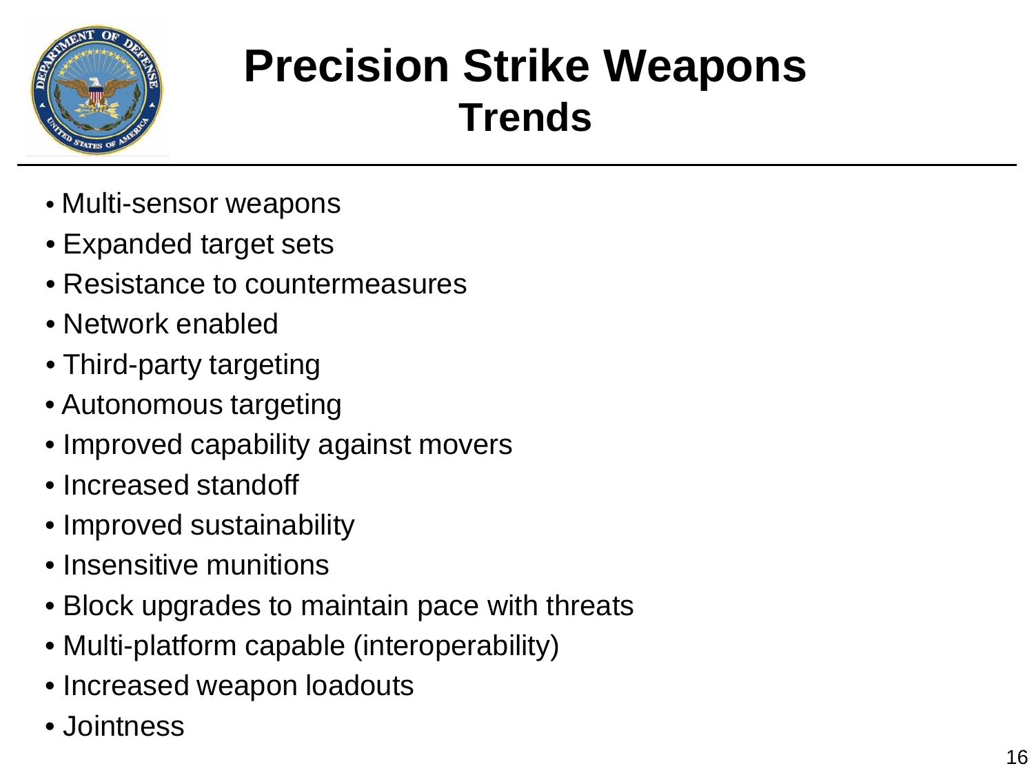# Precision Strike Weapons
## Trends

- Multi-sensor weapons
- Expanded target sets
- Resistance to countermeasures
- Network enabled
- Third-party targeting
- Autonomous targeting
- Improved capability against movers
- Increased standoff
- Improved sustainability
- Insensitive munitions
- Block upgrades to maintain pace with threats
- Multi-platform capable (interoperability)
- Increased weapon loadouts
- Jointness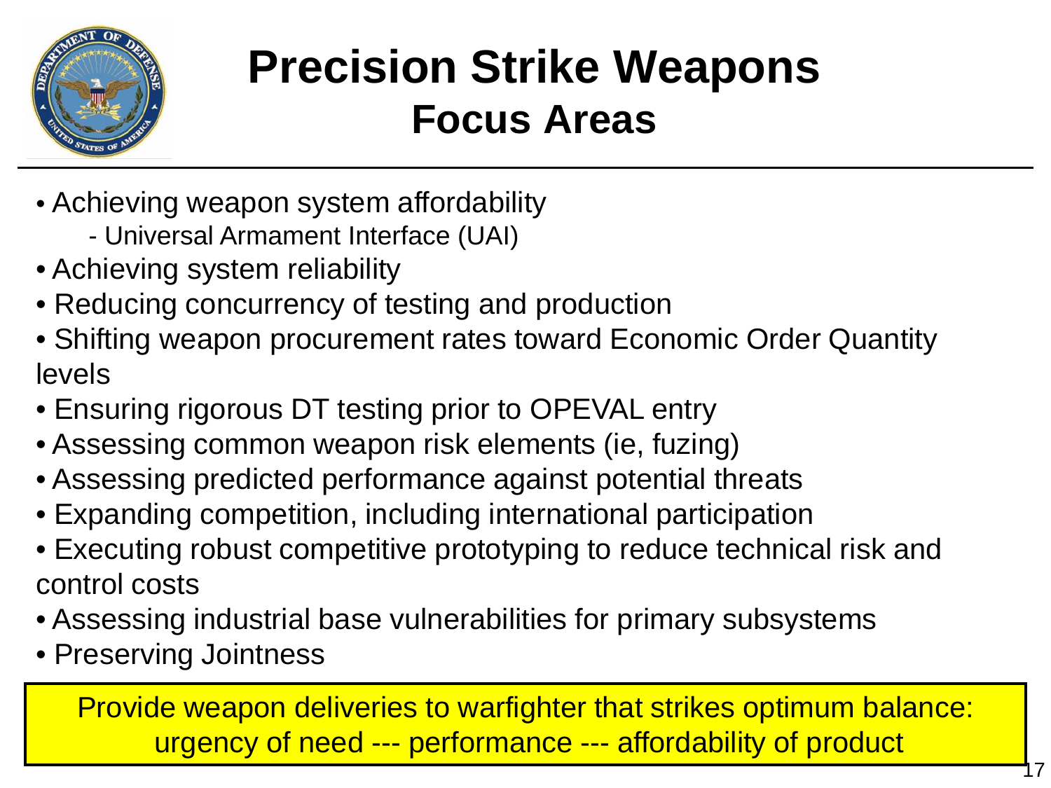# Precision Strike Weapons
## Focus Areas

- Achieving weapon system affordability
  - Universal Armament Interface (UAI)
- Achieving system reliability
- Reducing concurrency of testing and production
- Shifting weapon procurement rates toward Economic Order Quantity levels
- Ensuring rigorous DT testing prior to OPEVAL entry
- Assessing common weapon risk elements (ie, fuzing)
- Assessing predicted performance against potential threats
- Expanding competition, including international participation
- Executing robust competitive prototyping to reduce technical risk and control costs
- Assessing industrial base vulnerabilities for primary subsystems
- Preserving Jointness

Provide weapon deliveries to warfighter that strikes optimum balance: urgency of need --- performance --- affordability of product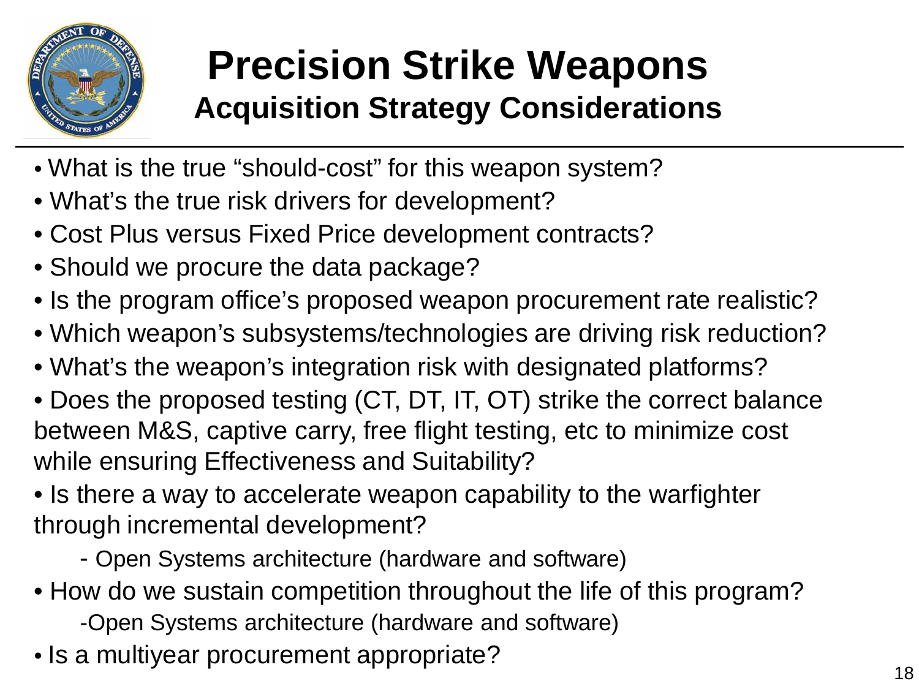# Precision Strike Weapons

## Acquisition Strategy Considerations

- What is the true "should-cost" for this weapon system?
- What's the true risk drivers for development?
- Cost Plus versus Fixed Price development contracts?
- Should we procure the data package?
- Is the program office's proposed weapon procurement rate realistic?
- Which weapon's subsystems/technologies are driving risk reduction?
- What's the weapon's integration risk with designated platforms?
- Does the proposed testing (CT, DT, IT, OT) strike the correct balance between M&S, captive carry, free flight testing, etc to minimize cost while ensuring Effectiveness and Suitability?
- Is there a way to accelerate weapon capability to the warfighter through incremental development?
  - Open Systems architecture (hardware and software)
- How do we sustain competition throughout the life of this program?
  - Open Systems architecture (hardware and software)
- Is a multiyear procurement appropriate?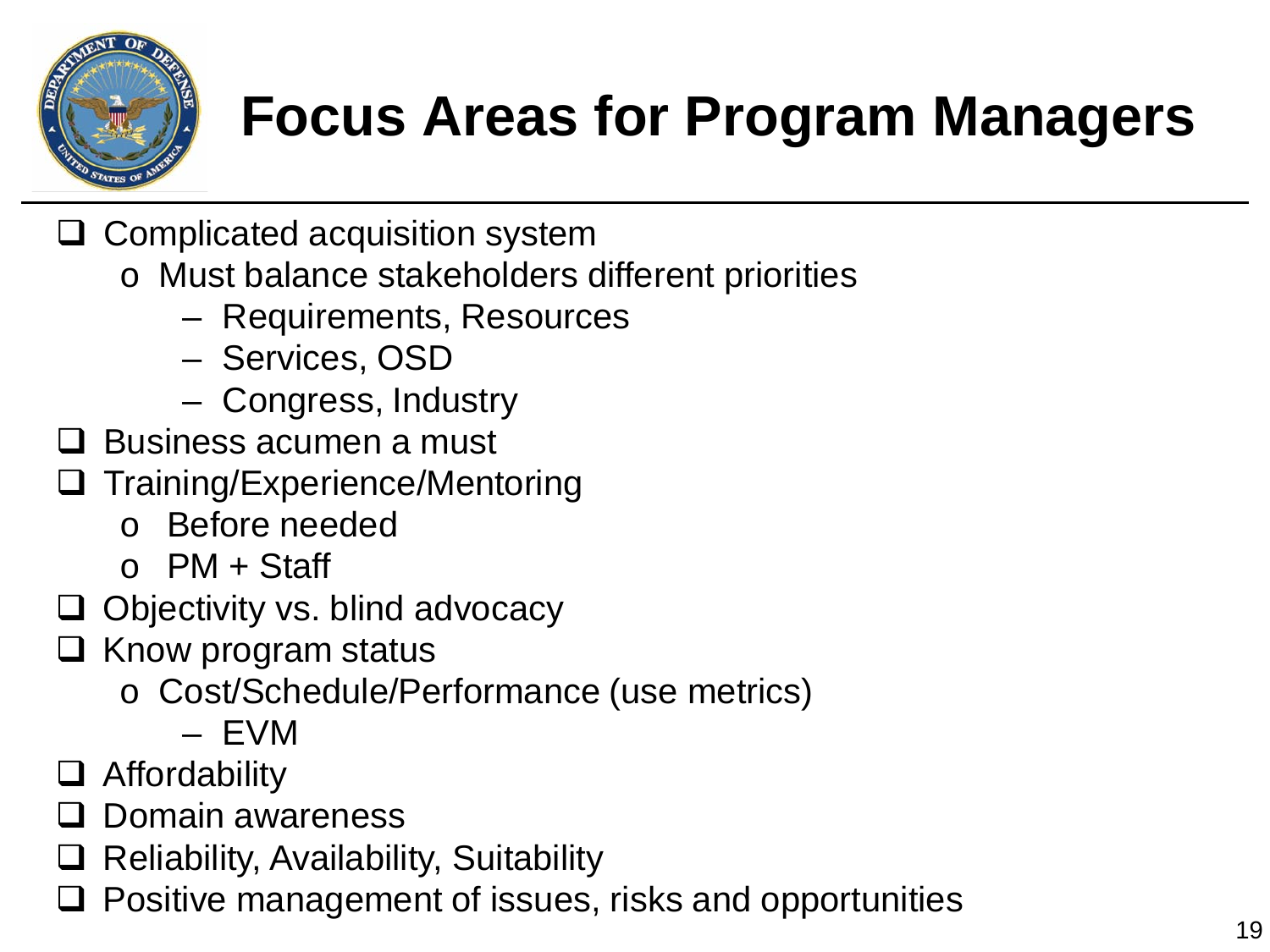# Focus Areas for Program Managers

- Complicated acquisition system
  - Must balance stakeholders different priorities
    - Requirements, Resources
    - Services, OSD
    - Congress, Industry
- Business acumen a must
- Training/Experience/Mentoring
  - Before needed
  - PM + Staff
- Objectivity vs. blind advocacy
- Know program status
  - Cost/Schedule/Performance (use metrics)
    - EVM
- Affordability
- Domain awareness
- Reliability, Availability, Suitability
- Positive management of issues, risks and opportunities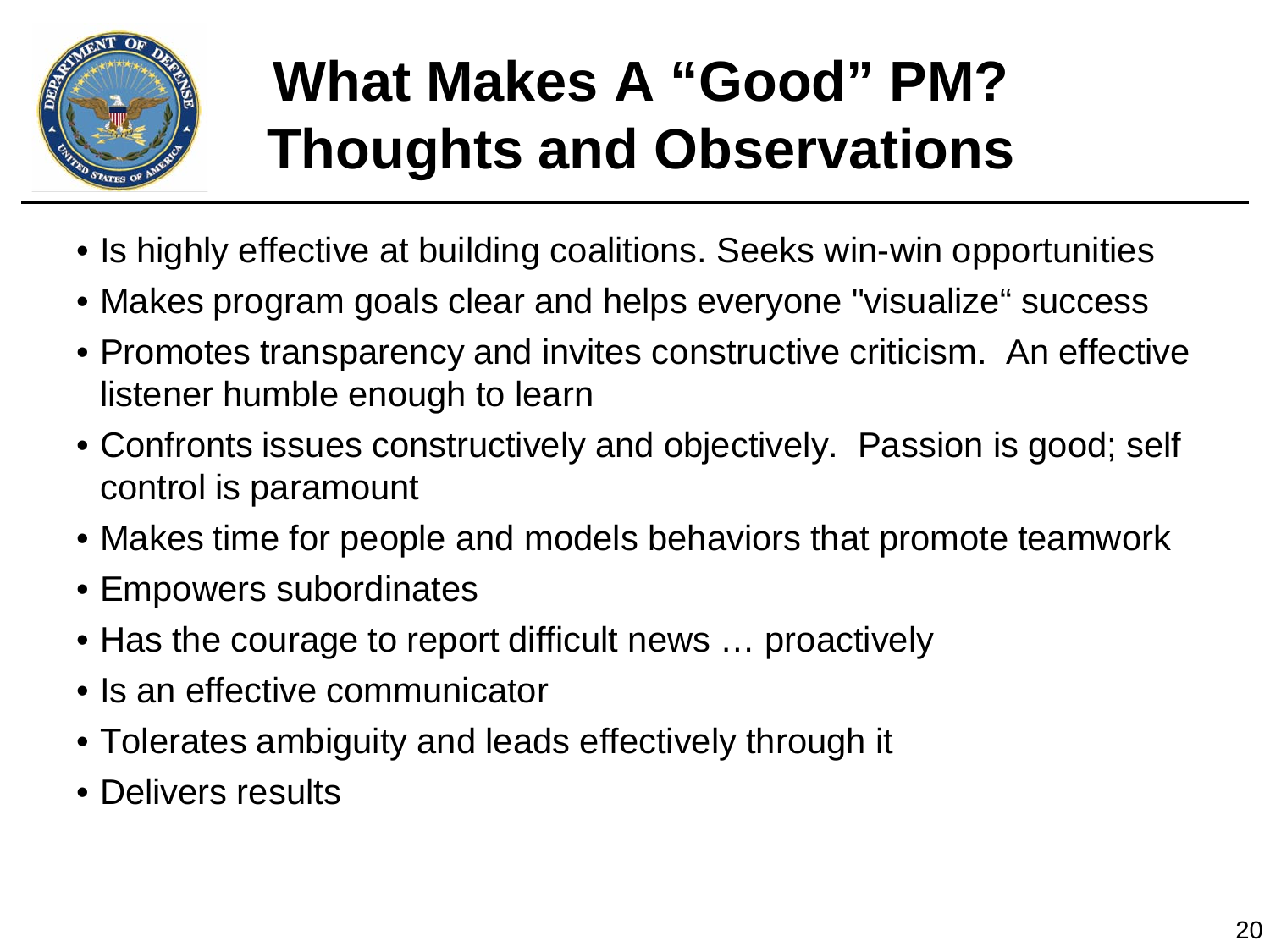# What Makes A "Good" PM? Thoughts and Observations

- Is highly effective at building coalitions. Seeks win-win opportunities
- Makes program goals clear and helps everyone "visualize" success
- Promotes transparency and invites constructive criticism. An effective listener humble enough to learn
- Confronts issues constructively and objectively. Passion is good; self control is paramount
- Makes time for people and models behaviors that promote teamwork
- Empowers subordinates
- Has the courage to report difficult news … proactively
- Is an effective communicator
- Tolerates ambiguity and leads effectively through it
- Delivers results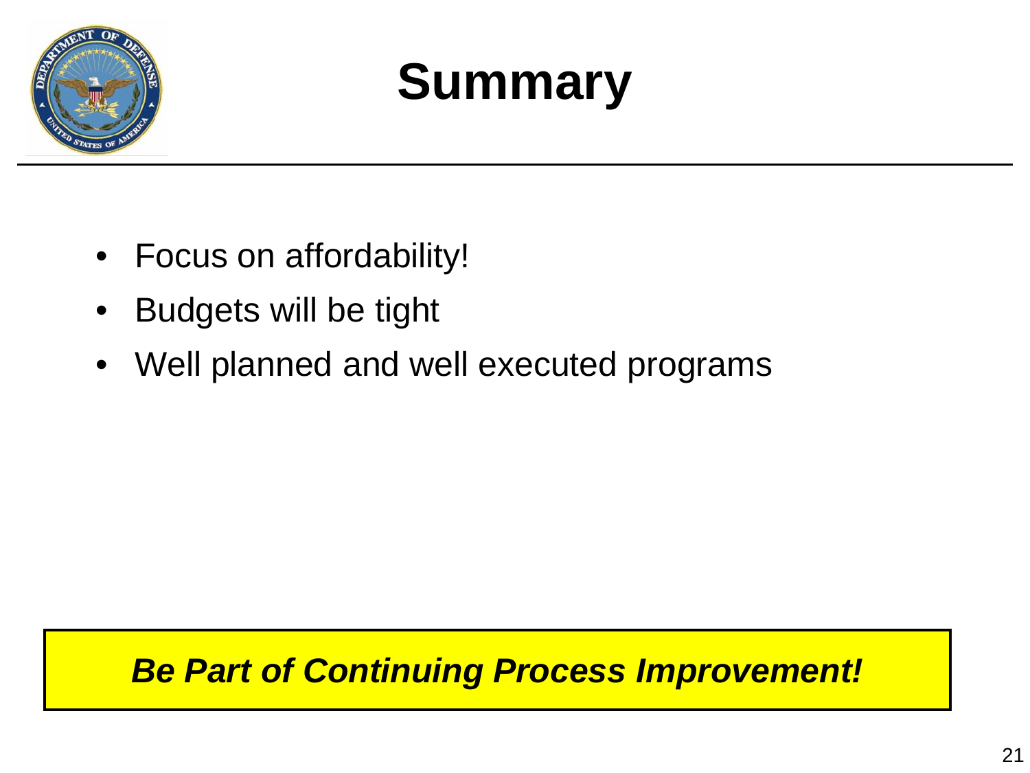# Summary

- Focus on affordability!
- Budgets will be tight
- Well planned and well executed programs

***Be Part of Continuing Process Improvement!***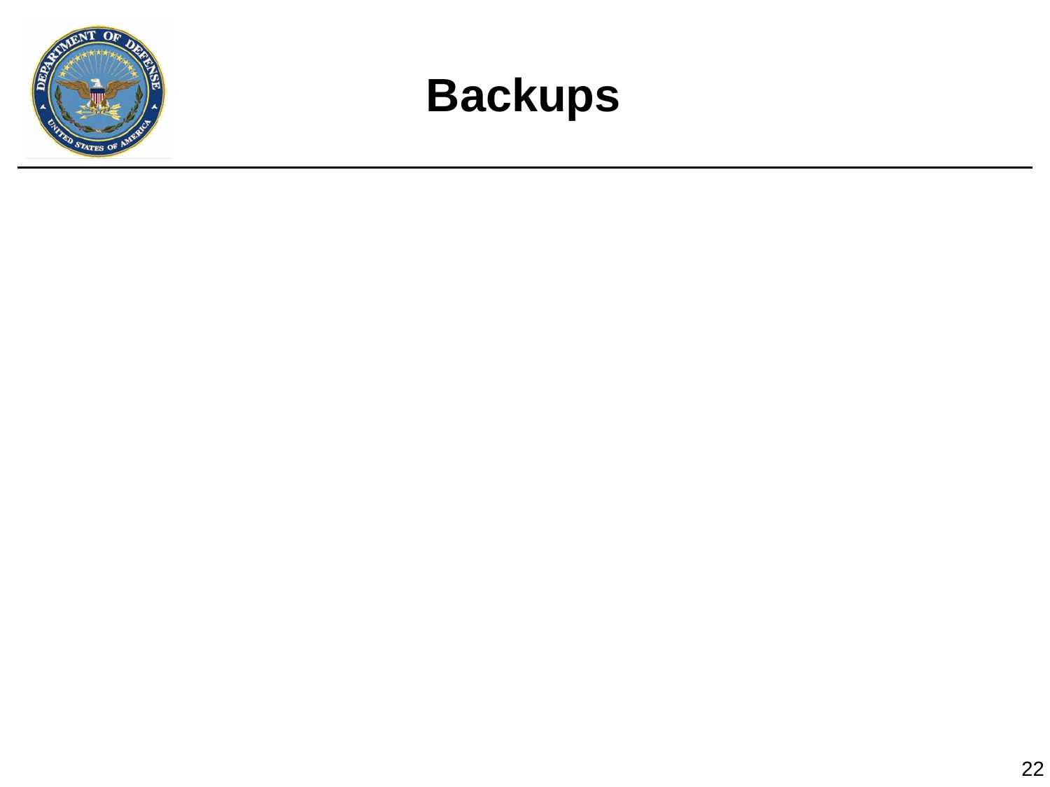# Backups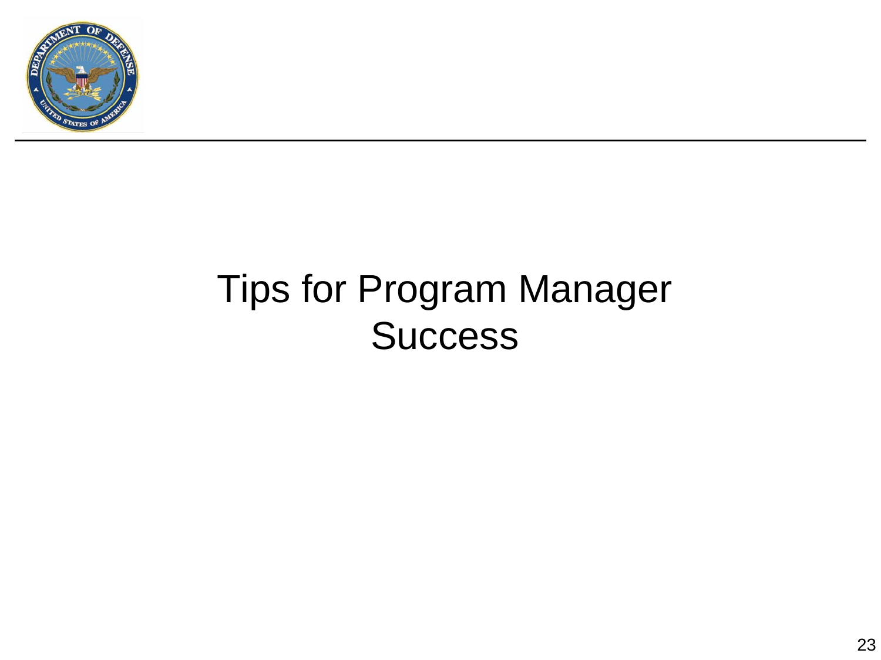# Tips for Program Manager Success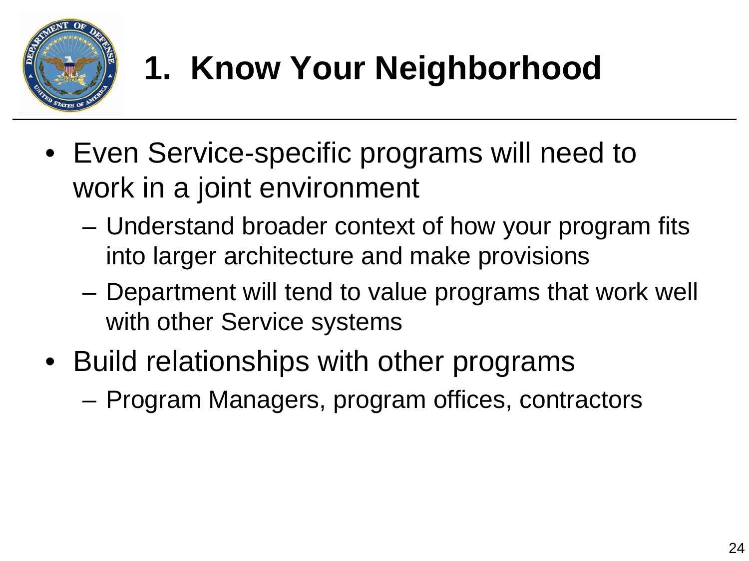# 1. Know Your Neighborhood

- Even Service-specific programs will need to work in a joint environment
  - Understand broader context of how your program fits into larger architecture and make provisions
  - Department will tend to value programs that work well with other Service systems
- Build relationships with other programs
  - Program Managers, program offices, contractors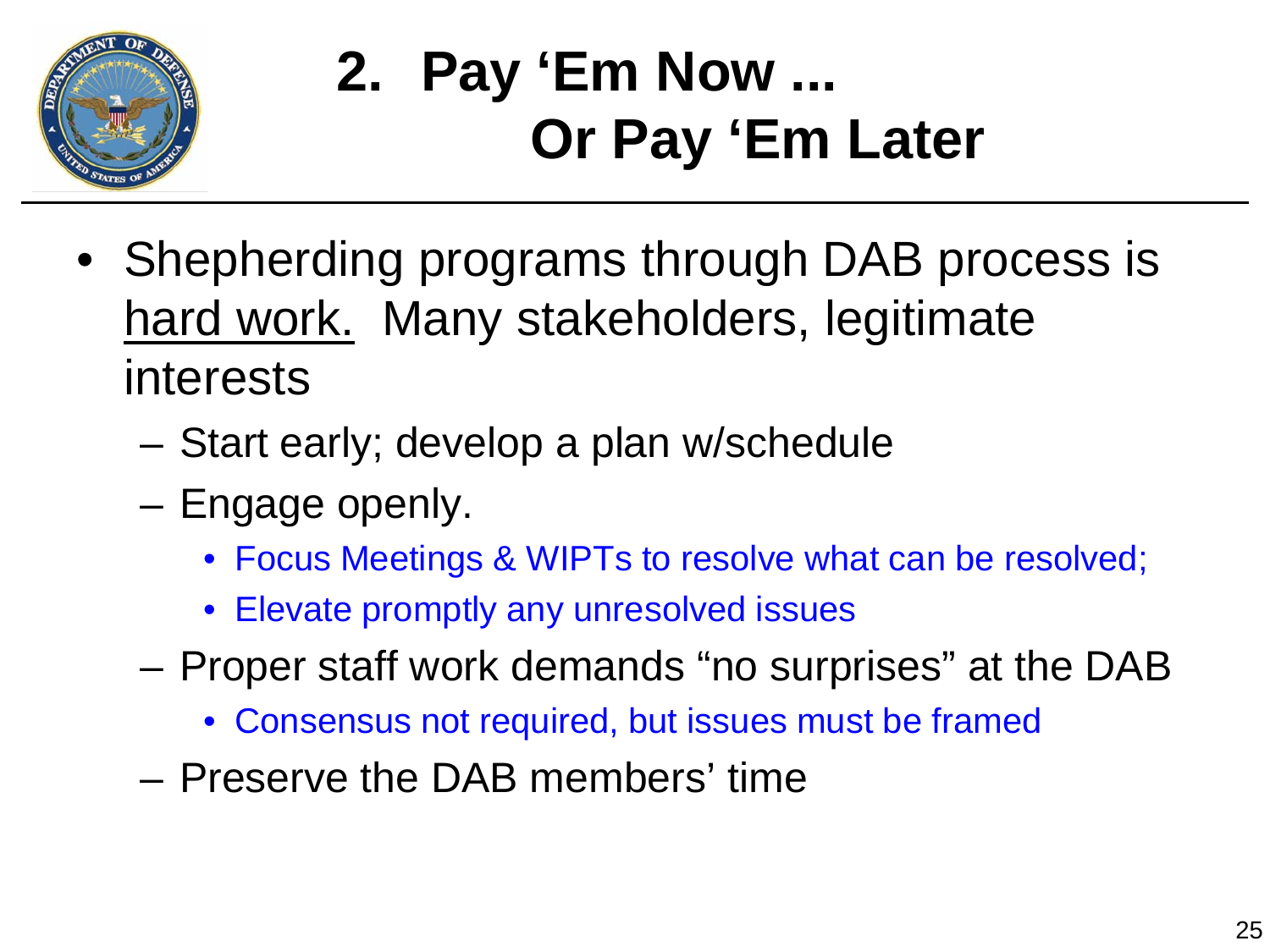# 2. Pay 'Em Now ... Or Pay 'Em Later

- Shepherding programs through DAB process is hard work. Many stakeholders, legitimate interests
  - Start early; develop a plan w/schedule
  - Engage openly.
    - Focus Meetings & WIPTs to resolve what can be resolved;
    - Elevate promptly any unresolved issues
  - Proper staff work demands "no surprises" at the DAB
    - Consensus not required, but issues must be framed
  - Preserve the DAB members' time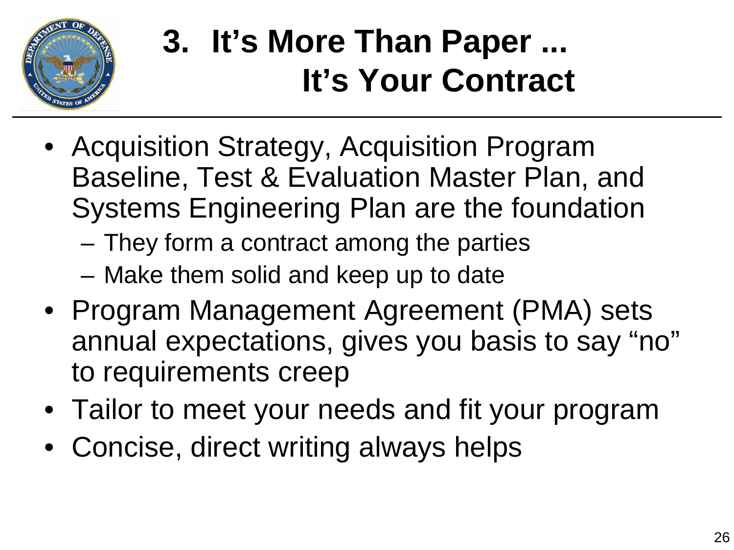# 3. It's More Than Paper ... It's Your Contract

- Acquisition Strategy, Acquisition Program Baseline, Test & Evaluation Master Plan, and Systems Engineering Plan are the foundation
  - They form a contract among the parties
  - Make them solid and keep up to date
- Program Management Agreement (PMA) sets annual expectations, gives you basis to say "no" to requirements creep
- Tailor to meet your needs and fit your program
- Concise, direct writing always helps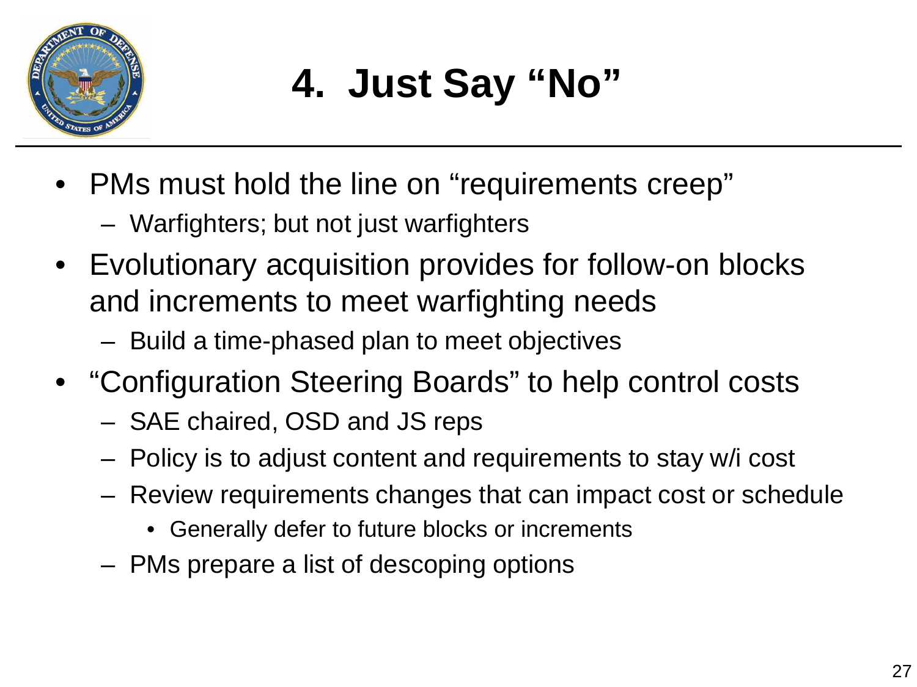# 4. Just Say "No"

- PMs must hold the line on "requirements creep"
  - Warfighters; but not just warfighters
- Evolutionary acquisition provides for follow-on blocks and increments to meet warfighting needs
  - Build a time-phased plan to meet objectives
- "Configuration Steering Boards" to help control costs
  - SAE chaired, OSD and JS reps
  - Policy is to adjust content and requirements to stay w/i cost
  - Review requirements changes that can impact cost or schedule
    - Generally defer to future blocks or increments
  - PMs prepare a list of descoping options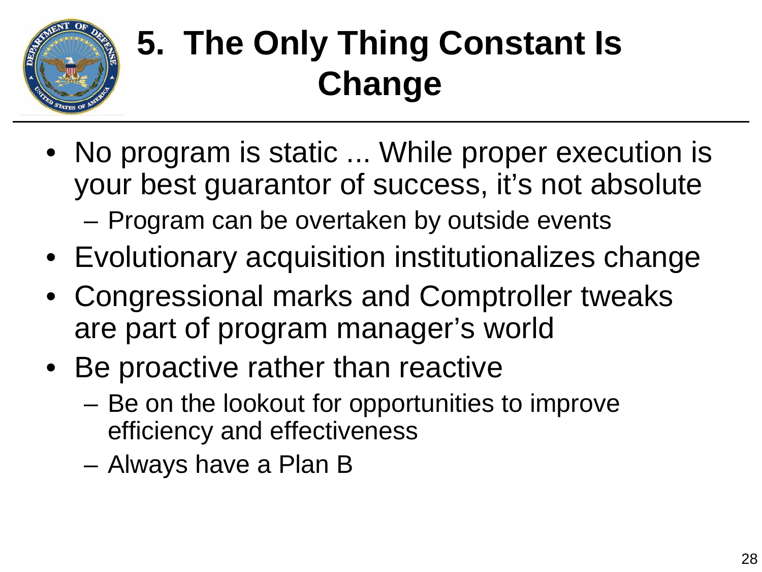# 5. The Only Thing Constant Is Change

- No program is static ... While proper execution is your best guarantor of success, it's not absolute
  - Program can be overtaken by outside events
- Evolutionary acquisition institutionalizes change
- Congressional marks and Comptroller tweaks are part of program manager's world
- Be proactive rather than reactive
  - Be on the lookout for opportunities to improve efficiency and effectiveness
  - Always have a Plan B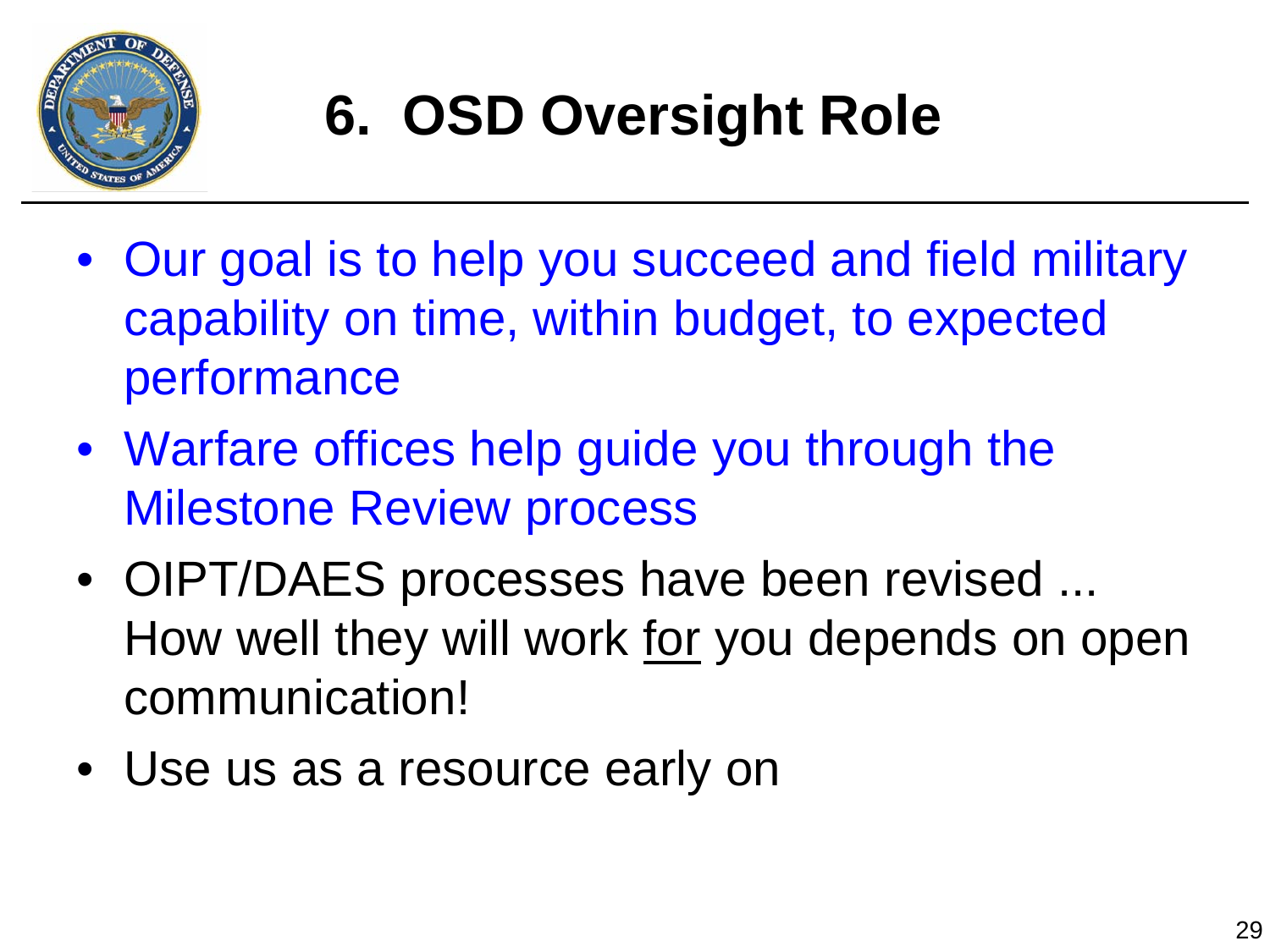# 6. OSD Oversight Role

- Our goal is to help you succeed and field military capability on time, within budget, to expected performance
- Warfare offices help guide you through the Milestone Review process
- OIPT/DAES processes have been revised ... How well they will work <u>for</u> you depends on open communication!
- Use us as a resource early on